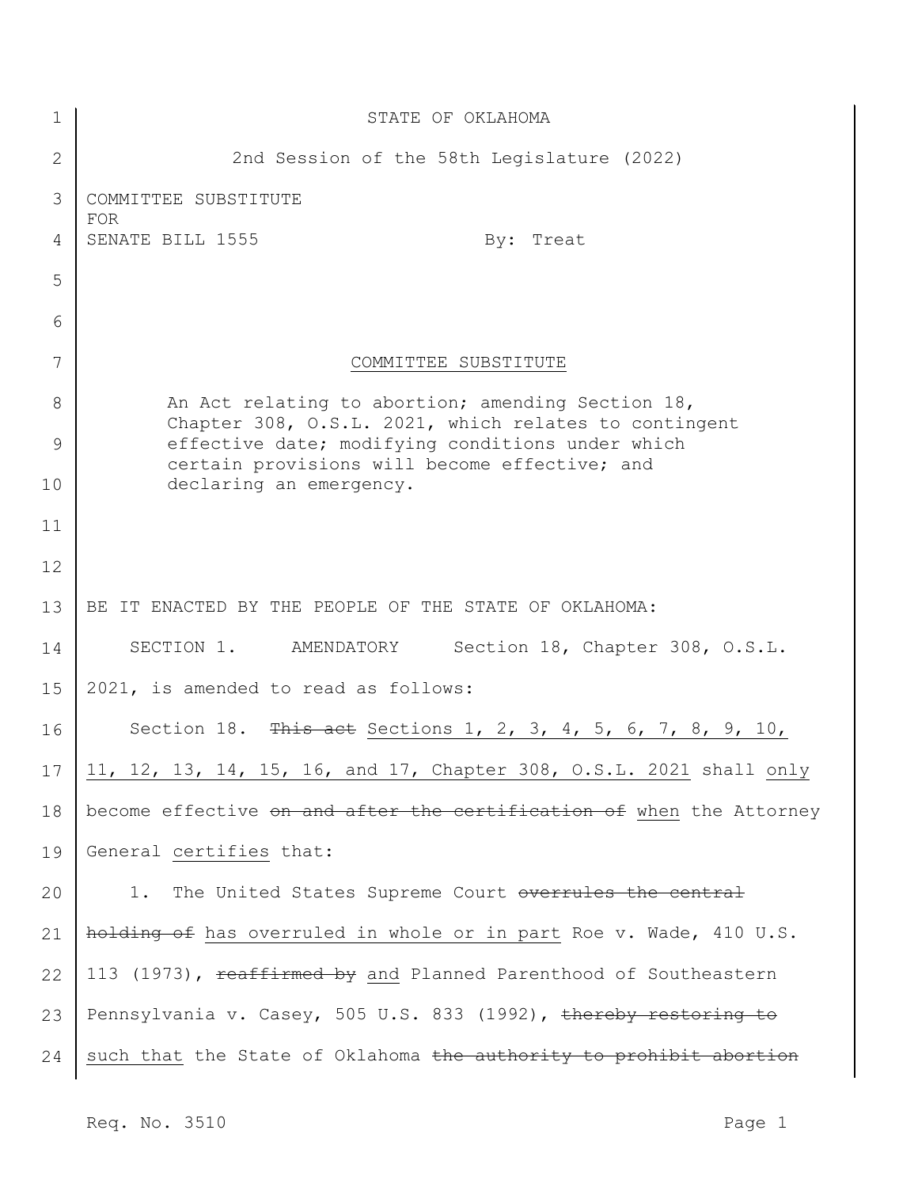STATE OF OKLAHOMA

2nd Session of the 58th Legislature (2022)

COMMITTEE SUBSTITUTE
FOR
SENATE BILL 1555 By: Treat

COMMITTEE SUBSTITUTE

An Act relating to abortion; amending Section 18, Chapter 308, O.S.L. 2021, which relates to contingent effective date; modifying conditions under which certain provisions will become effective; and declaring an emergency.

BE IT ENACTED BY THE PEOPLE OF THE STATE OF OKLAHOMA:

SECTION 1. AMENDATORY Section 18, Chapter 308, O.S.L. 2021, is amended to read as follows:

Section 18. ~~This act~~ <u>Sections 1, 2, 3, 4, 5, 6, 7, 8, 9, 10, 11, 12, 13, 14, 15, 16, and 17, Chapter 308, O.S.L. 2021</u> shall <u>only</u> become effective ~~on and after the certification of~~ <u>when</u> the Attorney General <u>certifies</u> that:

1. The United States Supreme Court ~~overrules the central holding of~~ <u>has overruled in whole or in part</u> Roe v. Wade, 410 U.S. 113 (1973), ~~reaffirmed by~~ <u>and</u> Planned Parenthood of Southeastern Pennsylvania v. Casey, 505 U.S. 833 (1992), ~~thereby restoring to~~ <u>such that</u> the State of Oklahoma ~~the authority to prohibit abortion~~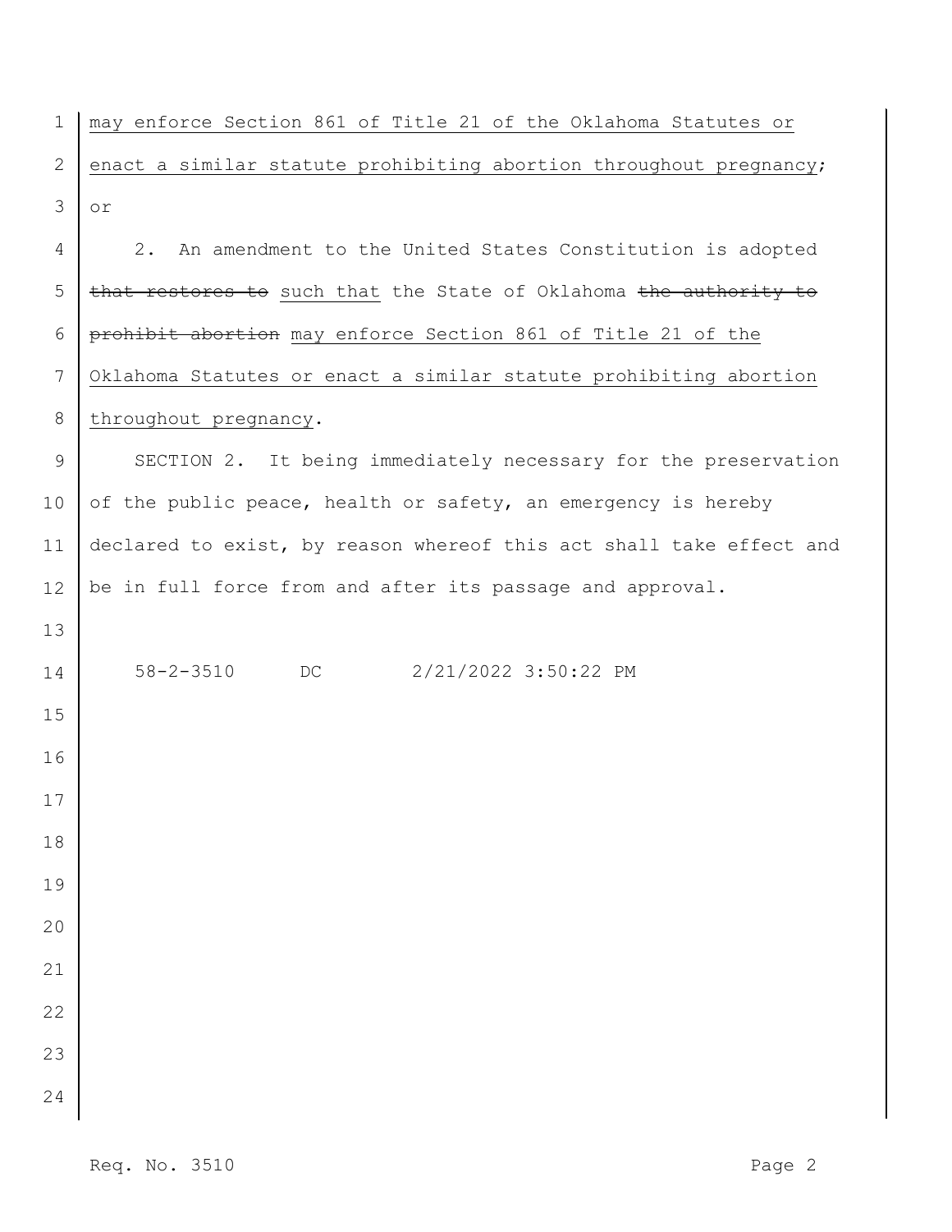may enforce Section 861 of Title 21 of the Oklahoma Statutes or enact a similar statute prohibiting abortion throughout pregnancy; or

2. An amendment to the United States Constitution is adopted ~~that restores to~~ such that the State of Oklahoma ~~the authority to prohibit abortion~~ may enforce Section 861 of Title 21 of the Oklahoma Statutes or enact a similar statute prohibiting abortion throughout pregnancy.

SECTION 2. It being immediately necessary for the preservation of the public peace, health or safety, an emergency is hereby declared to exist, by reason whereof this act shall take effect and be in full force from and after its passage and approval.

58-2-3510 DC 2/21/2022 3:50:22 PM